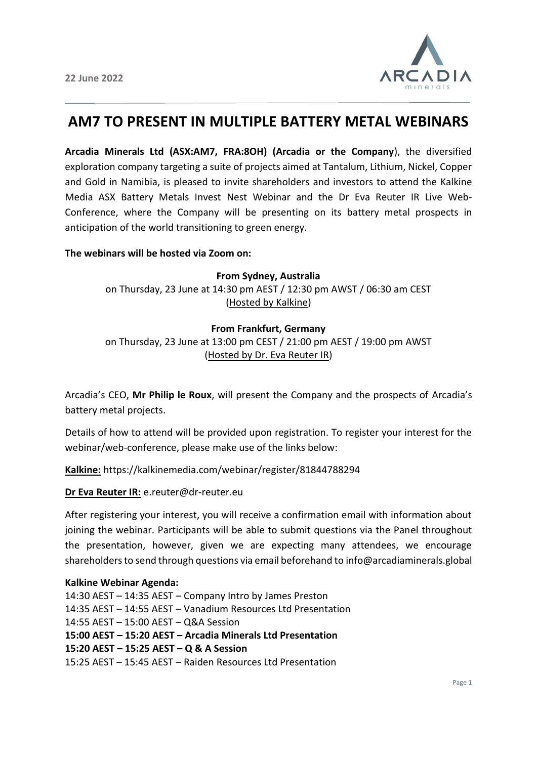22 June 2022

# AM7 TO PRESENT IN MULTIPLE BATTERY METAL WEBINARS

**Arcadia Minerals Ltd (ASX:AM7, FRA:8OH) (Arcadia or the Company**), the diversified exploration company targeting a suite of projects aimed at Tantalum, Lithium, Nickel, Copper and Gold in Namibia, is pleased to invite shareholders and investors to attend the Kalkine Media ASX Battery Metals Invest Nest Webinar and the Dr Eva Reuter IR Live Web-Conference, where the Company will be presenting on its battery metal prospects in anticipation of the world transitioning to green energy.

**The webinars will be hosted via Zoom on:**

**From Sydney, Australia**
on Thursday, 23 June at 14:30 pm AEST / 12:30 pm AWST / 06:30 am CEST
(Hosted by Kalkine)

**From Frankfurt, Germany**
on Thursday, 23 June at 13:00 pm CEST / 21:00 pm AEST / 19:00 pm AWST
(Hosted by Dr. Eva Reuter IR)

Arcadia's CEO, **Mr Philip le Roux**, will present the Company and the prospects of Arcadia's battery metal projects.

Details of how to attend will be provided upon registration. To register your interest for the webinar/web-conference, please make use of the links below:

**Kalkine:** https://kalkinemedia.com/webinar/register/81844788294

**Dr Eva Reuter IR:** e.reuter@dr-reuter.eu

After registering your interest, you will receive a confirmation email with information about joining the webinar. Participants will be able to submit questions via the Panel throughout the presentation, however, given we are expecting many attendees, we encourage shareholders to send through questions via email beforehand to info@arcadiaminerals.global

**Kalkine Webinar Agenda:**
14:30 AEST – 14:35 AEST – Company Intro by James Preston
14:35 AEST – 14:55 AEST – Vanadium Resources Ltd Presentation
14:55 AEST – 15:00 AEST – Q&A Session
**15:00 AEST – 15:20 AEST – Arcadia Minerals Ltd Presentation**
**15:20 AEST – 15:25 AEST – Q & A Session**
15:25 AEST – 15:45 AEST – Raiden Resources Ltd Presentation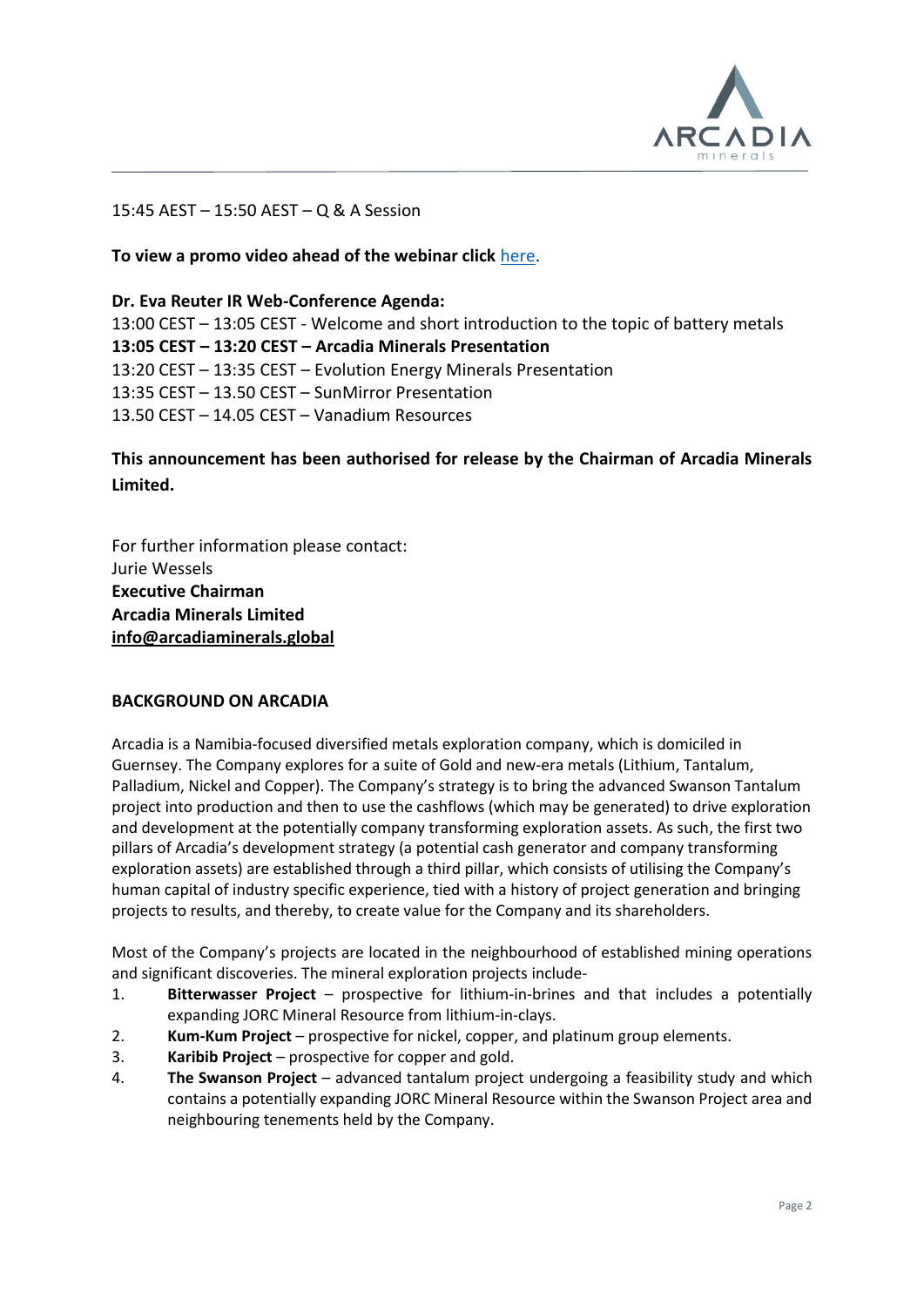15:45 AEST – 15:50 AEST – Q & A Session

**To view a promo video ahead of the webinar click** here.

**Dr. Eva Reuter IR Web-Conference Agenda:**
13:00 CEST – 13:05 CEST - Welcome and short introduction to the topic of battery metals
**13:05 CEST – 13:20 CEST – Arcadia Minerals Presentation**
13:20 CEST – 13:35 CEST – Evolution Energy Minerals Presentation
13:35 CEST – 13.50 CEST – SunMirror Presentation
13.50 CEST – 14.05 CEST – Vanadium Resources

**This announcement has been authorised for release by the Chairman of Arcadia Minerals Limited.**

For further information please contact:
Jurie Wessels
**Executive Chairman**
**Arcadia Minerals Limited**
**info@arcadiaminerals.global**

## BACKGROUND ON ARCADIA

Arcadia is a Namibia-focused diversified metals exploration company, which is domiciled in Guernsey. The Company explores for a suite of Gold and new-era metals (Lithium, Tantalum, Palladium, Nickel and Copper). The Company's strategy is to bring the advanced Swanson Tantalum project into production and then to use the cashflows (which may be generated) to drive exploration and development at the potentially company transforming exploration assets. As such, the first two pillars of Arcadia's development strategy (a potential cash generator and company transforming exploration assets) are established through a third pillar, which consists of utilising the Company's human capital of industry specific experience, tied with a history of project generation and bringing projects to results, and thereby, to create value for the Company and its shareholders.

Most of the Company's projects are located in the neighbourhood of established mining operations and significant discoveries. The mineral exploration projects include-

1. **Bitterwasser Project** – prospective for lithium-in-brines and that includes a potentially expanding JORC Mineral Resource from lithium-in-clays.
2. **Kum-Kum Project** – prospective for nickel, copper, and platinum group elements.
3. **Karibib Project** – prospective for copper and gold.
4. **The Swanson Project** – advanced tantalum project undergoing a feasibility study and which contains a potentially expanding JORC Mineral Resource within the Swanson Project area and neighbouring tenements held by the Company.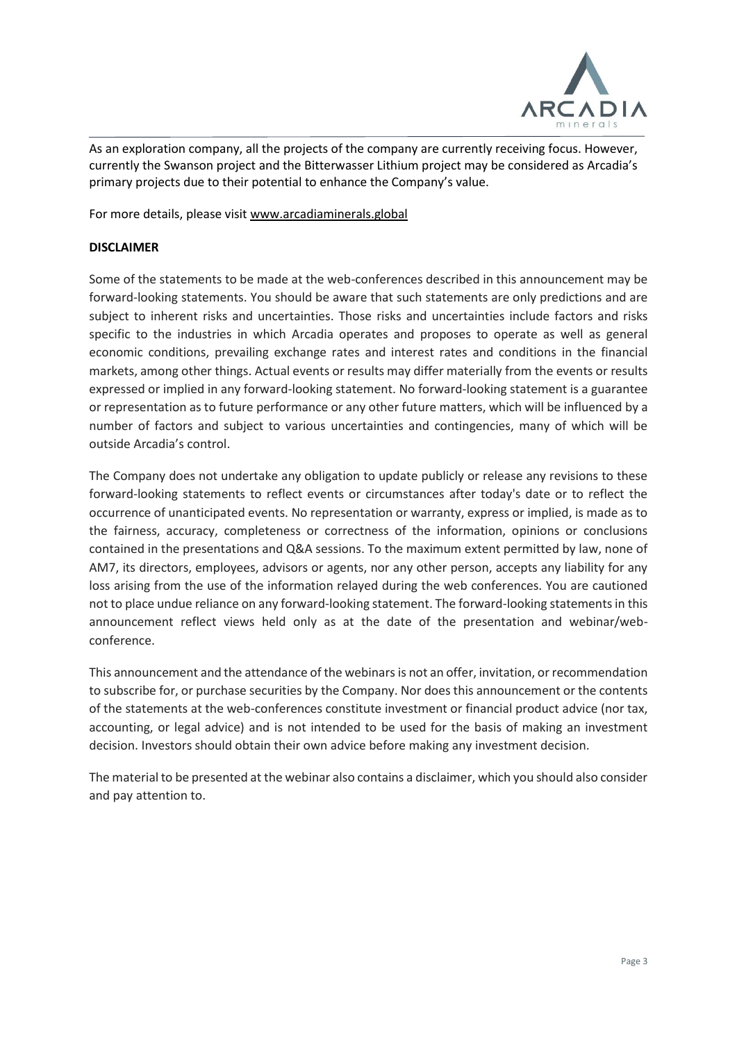As an exploration company, all the projects of the company are currently receiving focus. However, currently the Swanson project and the Bitterwasser Lithium project may be considered as Arcadia's primary projects due to their potential to enhance the Company's value.

For more details, please visit www.arcadiaminerals.global

**DISCLAIMER**

Some of the statements to be made at the web-conferences described in this announcement may be forward-looking statements. You should be aware that such statements are only predictions and are subject to inherent risks and uncertainties. Those risks and uncertainties include factors and risks specific to the industries in which Arcadia operates and proposes to operate as well as general economic conditions, prevailing exchange rates and interest rates and conditions in the financial markets, among other things. Actual events or results may differ materially from the events or results expressed or implied in any forward-looking statement. No forward-looking statement is a guarantee or representation as to future performance or any other future matters, which will be influenced by a number of factors and subject to various uncertainties and contingencies, many of which will be outside Arcadia's control.

The Company does not undertake any obligation to update publicly or release any revisions to these forward-looking statements to reflect events or circumstances after today's date or to reflect the occurrence of unanticipated events. No representation or warranty, express or implied, is made as to the fairness, accuracy, completeness or correctness of the information, opinions or conclusions contained in the presentations and Q&A sessions. To the maximum extent permitted by law, none of AM7, its directors, employees, advisors or agents, nor any other person, accepts any liability for any loss arising from the use of the information relayed during the web conferences. You are cautioned not to place undue reliance on any forward-looking statement. The forward-looking statements in this announcement reflect views held only as at the date of the presentation and webinar/web-conference.

This announcement and the attendance of the webinars is not an offer, invitation, or recommendation to subscribe for, or purchase securities by the Company. Nor does this announcement or the contents of the statements at the web-conferences constitute investment or financial product advice (nor tax, accounting, or legal advice) and is not intended to be used for the basis of making an investment decision. Investors should obtain their own advice before making any investment decision.

The material to be presented at the webinar also contains a disclaimer, which you should also consider and pay attention to.